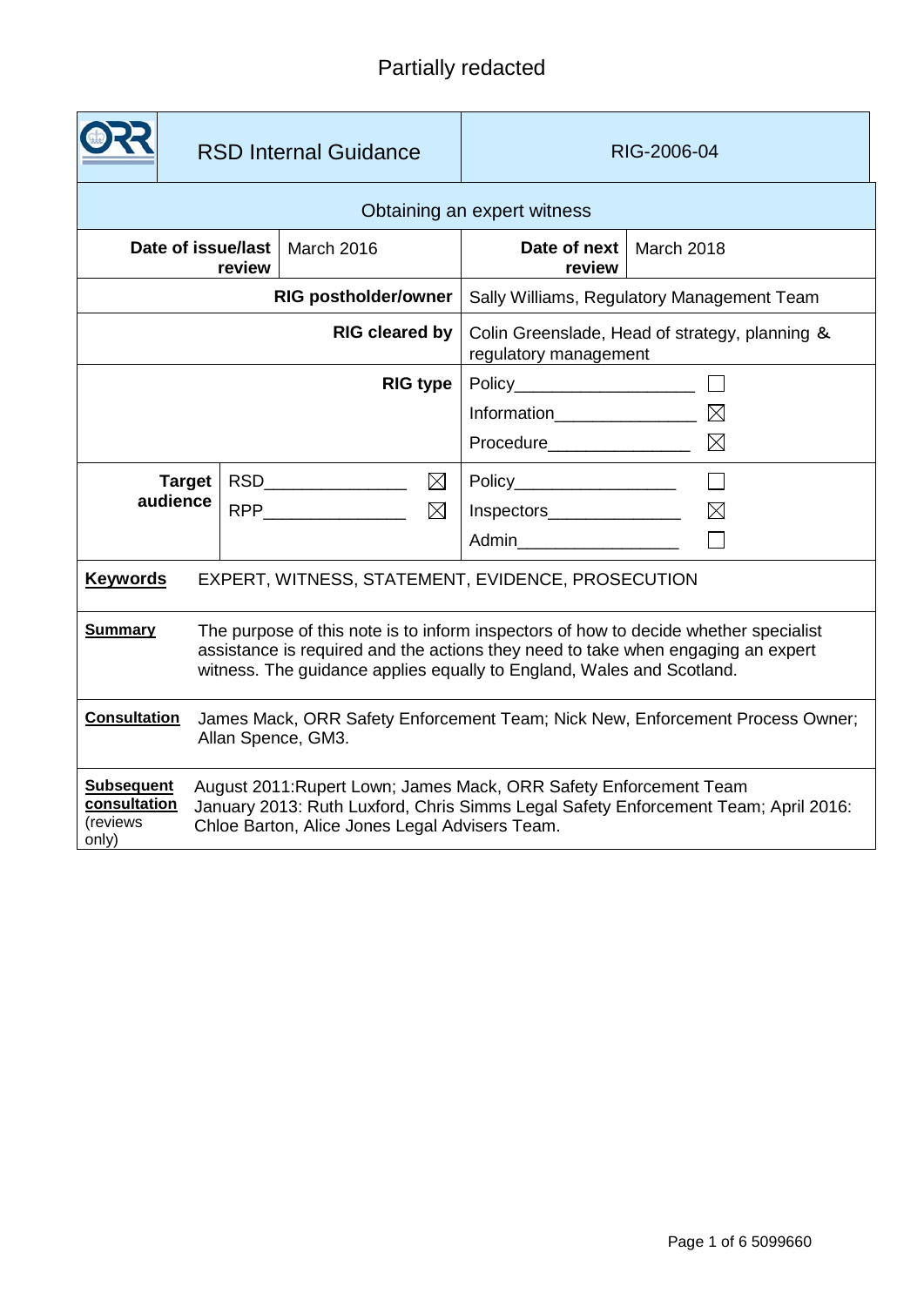Partially redacted

| ORR | RSD Internal Guidance | RIG-2006-04 | |
|---|---|---|---|
| Obtaining an expert witness | | | |
| **Date of issue/last review** | March 2016 | **Date of next review** | March 2018 |
| **RIG postholder/owner** | Sally Williams, Regulatory Management Team | | |
| **RIG cleared by** | Colin Greenslade, Head of strategy, planning & regulatory management | | |
| **RIG type** | Policy ☐<br>Information ☒<br>Procedure ☒ | | |
| **Target audience** | RSD ☒<br>RPP ☒ | Policy ☐<br>Inspectors ☒<br>Admin ☐ | |

**Keywords** EXPERT, WITNESS, STATEMENT, EVIDENCE, PROSECUTION

**Summary** The purpose of this note is to inform inspectors of how to decide whether specialist assistance is required and the actions they need to take when engaging an expert witness. The guidance applies equally to England, Wales and Scotland.

**Consultation** James Mack, ORR Safety Enforcement Team; Nick New, Enforcement Process Owner; Allan Spence, GM3.

**Subsequent consultation** (reviews only) August 2011: Rupert Lown; James Mack, ORR Safety Enforcement Team
January 2013: Ruth Luxford, Chris Simms Legal Safety Enforcement Team; April 2016: Chloe Barton, Alice Jones Legal Advisers Team.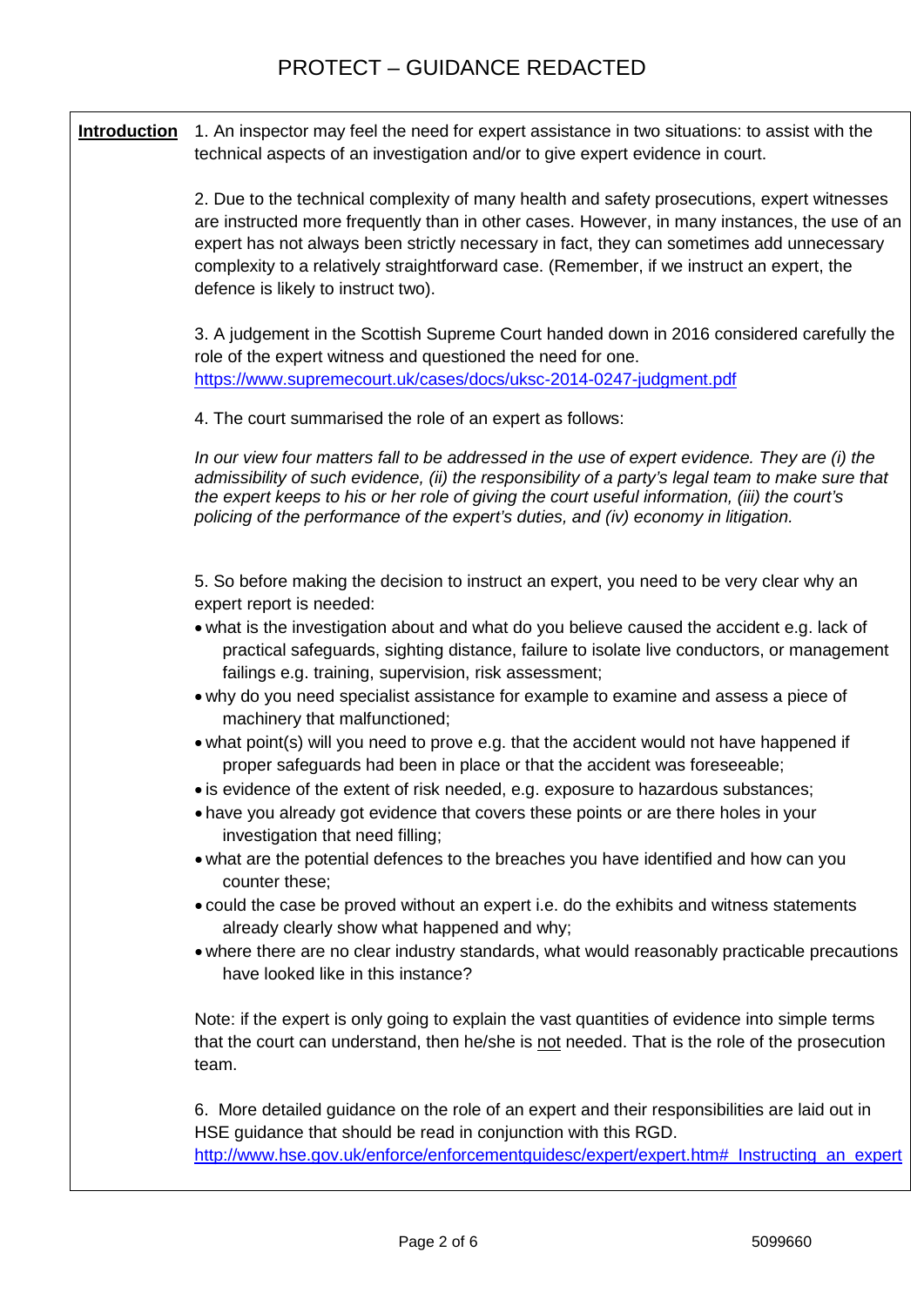**Introduction**

1. An inspector may feel the need for expert assistance in two situations: to assist with the technical aspects of an investigation and/or to give expert evidence in court.

2. Due to the technical complexity of many health and safety prosecutions, expert witnesses are instructed more frequently than in other cases. However, in many instances, the use of an expert has not always been strictly necessary in fact, they can sometimes add unnecessary complexity to a relatively straightforward case. (Remember, if we instruct an expert, the defence is likely to instruct two).

3. A judgement in the Scottish Supreme Court handed down in 2016 considered carefully the role of the expert witness and questioned the need for one. https://www.supremecourt.uk/cases/docs/uksc-2014-0247-judgment.pdf

4. The court summarised the role of an expert as follows:

*In our view four matters fall to be addressed in the use of expert evidence. They are (i) the admissibility of such evidence, (ii) the responsibility of a party's legal team to make sure that the expert keeps to his or her role of giving the court useful information, (iii) the court's policing of the performance of the expert's duties, and (iv) economy in litigation.*

5. So before making the decision to instruct an expert, you need to be very clear why an expert report is needed:

- what is the investigation about and what do you believe caused the accident e.g. lack of practical safeguards, sighting distance, failure to isolate live conductors, or management failings e.g. training, supervision, risk assessment;
- why do you need specialist assistance for example to examine and assess a piece of machinery that malfunctioned;
- what point(s) will you need to prove e.g. that the accident would not have happened if proper safeguards had been in place or that the accident was foreseeable;
- is evidence of the extent of risk needed, e.g. exposure to hazardous substances;
- have you already got evidence that covers these points or are there holes in your investigation that need filling;
- what are the potential defences to the breaches you have identified and how can you counter these;
- could the case be proved without an expert i.e. do the exhibits and witness statements already clearly show what happened and why;
- where there are no clear industry standards, what would reasonably practicable precautions have looked like in this instance?

Note: if the expert is only going to explain the vast quantities of evidence into simple terms that the court can understand, then he/she is not needed. That is the role of the prosecution team.

6. More detailed guidance on the role of an expert and their responsibilities are laid out in HSE guidance that should be read in conjunction with this RGD. http://www.hse.gov.uk/enforce/enforcementguidesc/expert/expert.htm#_Instructing_an_expert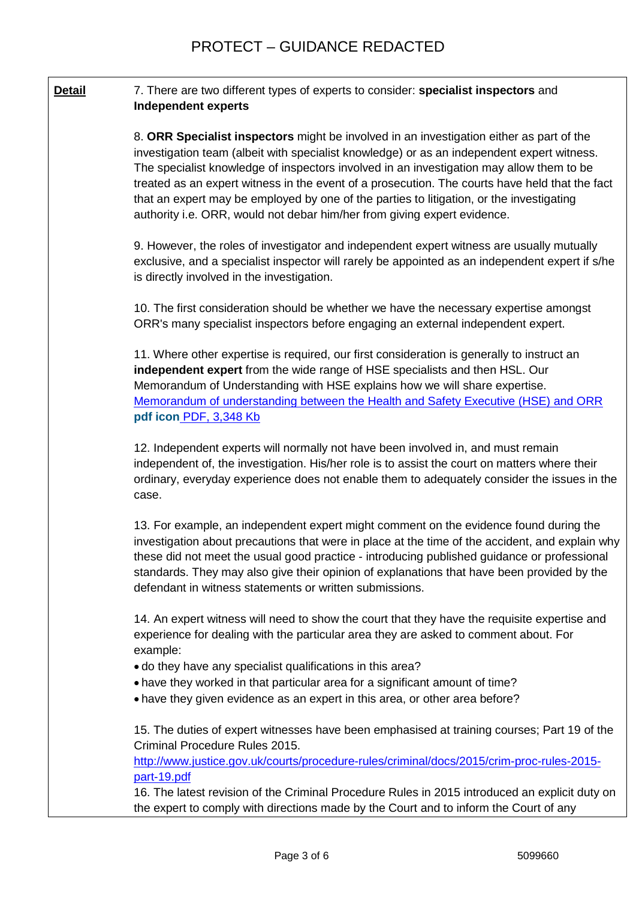**Detail**

7. There are two different types of experts to consider: **specialist inspectors** and **Independent experts**

8. **ORR Specialist inspectors** might be involved in an investigation either as part of the investigation team (albeit with specialist knowledge) or as an independent expert witness. The specialist knowledge of inspectors involved in an investigation may allow them to be treated as an expert witness in the event of a prosecution. The courts have held that the fact that an expert may be employed by one of the parties to litigation, or the investigating authority i.e. ORR, would not debar him/her from giving expert evidence.

9. However, the roles of investigator and independent expert witness are usually mutually exclusive, and a specialist inspector will rarely be appointed as an independent expert if s/he is directly involved in the investigation.

10. The first consideration should be whether we have the necessary expertise amongst ORR's many specialist inspectors before engaging an external independent expert.

11. Where other expertise is required, our first consideration is generally to instruct an **independent expert** from the wide range of HSE specialists and then HSL. Our Memorandum of Understanding with HSE explains how we will share expertise. [Memorandum of understanding between the Health and Safety Executive (HSE) and ORR](Memorandum of understanding between the Health and Safety Executive (HSE) and ORR) **pdf icon** PDF, 3,348 Kb

12. Independent experts will normally not have been involved in, and must remain independent of, the investigation. His/her role is to assist the court on matters where their ordinary, everyday experience does not enable them to adequately consider the issues in the case.

13. For example, an independent expert might comment on the evidence found during the investigation about precautions that were in place at the time of the accident, and explain why these did not meet the usual good practice - introducing published guidance or professional standards. They may also give their opinion of explanations that have been provided by the defendant in witness statements or written submissions.

14. An expert witness will need to show the court that they have the requisite expertise and experience for dealing with the particular area they are asked to comment about. For example:

- do they have any specialist qualifications in this area?
- have they worked in that particular area for a significant amount of time?
- have they given evidence as an expert in this area, or other area before?

15. The duties of expert witnesses have been emphasised at training courses; Part 19 of the Criminal Procedure Rules 2015.
http://www.justice.gov.uk/courts/procedure-rules/criminal/docs/2015/crim-proc-rules-2015-part-19.pdf

16. The latest revision of the Criminal Procedure Rules in 2015 introduced an explicit duty on the expert to comply with directions made by the Court and to inform the Court of any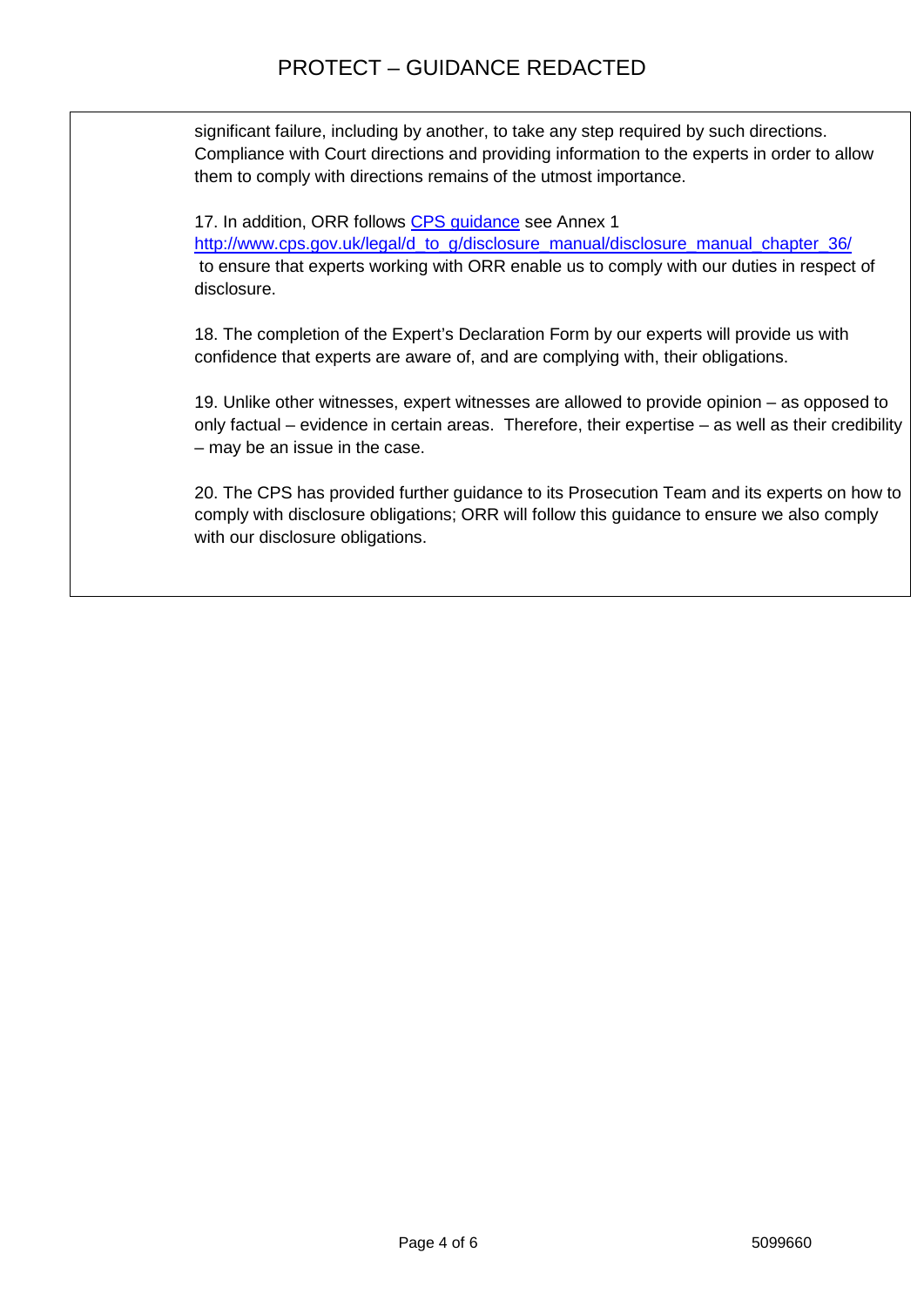significant failure, including by another, to take any step required by such directions. Compliance with Court directions and providing information to the experts in order to allow them to comply with directions remains of the utmost importance.

17. In addition, ORR follows [CPS guidance](http://www.cps.gov.uk/legal/d_to_g/disclosure_manual/disclosure_manual_chapter_36/) see Annex 1 http://www.cps.gov.uk/legal/d_to_g/disclosure_manual/disclosure_manual_chapter_36/ to ensure that experts working with ORR enable us to comply with our duties in respect of disclosure.

18. The completion of the Expert's Declaration Form by our experts will provide us with confidence that experts are aware of, and are complying with, their obligations.

19. Unlike other witnesses, expert witnesses are allowed to provide opinion – as opposed to only factual – evidence in certain areas. Therefore, their expertise – as well as their credibility – may be an issue in the case.

20. The CPS has provided further guidance to its Prosecution Team and its experts on how to comply with disclosure obligations; ORR will follow this guidance to ensure we also comply with our disclosure obligations.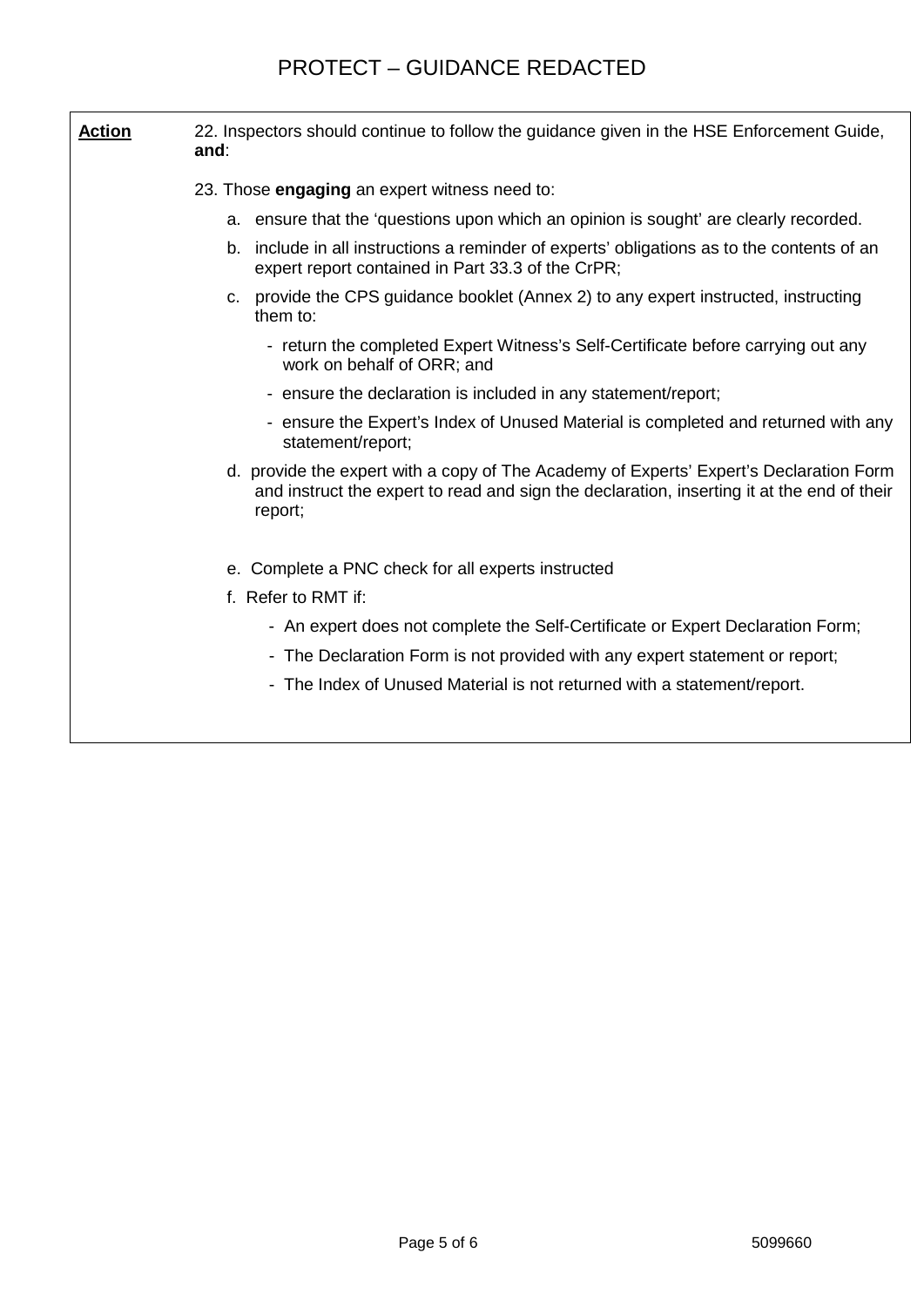| **Action** | 22. Inspectors should continue to follow the guidance given in the HSE Enforcement Guide, **and**: |
| --- | --- |

23. Those **engaging** an expert witness need to:

a. ensure that the ‘questions upon which an opinion is sought’ are clearly recorded.

b. include in all instructions a reminder of experts’ obligations as to the contents of an expert report contained in Part 33.3 of the CrPR;

c. provide the CPS guidance booklet (Annex 2) to any expert instructed, instructing them to:

- return the completed Expert Witness’s Self-Certificate before carrying out any work on behalf of ORR; and
- ensure the declaration is included in any statement/report;
- ensure the Expert’s Index of Unused Material is completed and returned with any statement/report;

d. provide the expert with a copy of The Academy of Experts’ Expert’s Declaration Form and instruct the expert to read and sign the declaration, inserting it at the end of their report;

e. Complete a PNC check for all experts instructed

f. Refer to RMT if:

- An expert does not complete the Self-Certificate or Expert Declaration Form;
- The Declaration Form is not provided with any expert statement or report;
- The Index of Unused Material is not returned with a statement/report.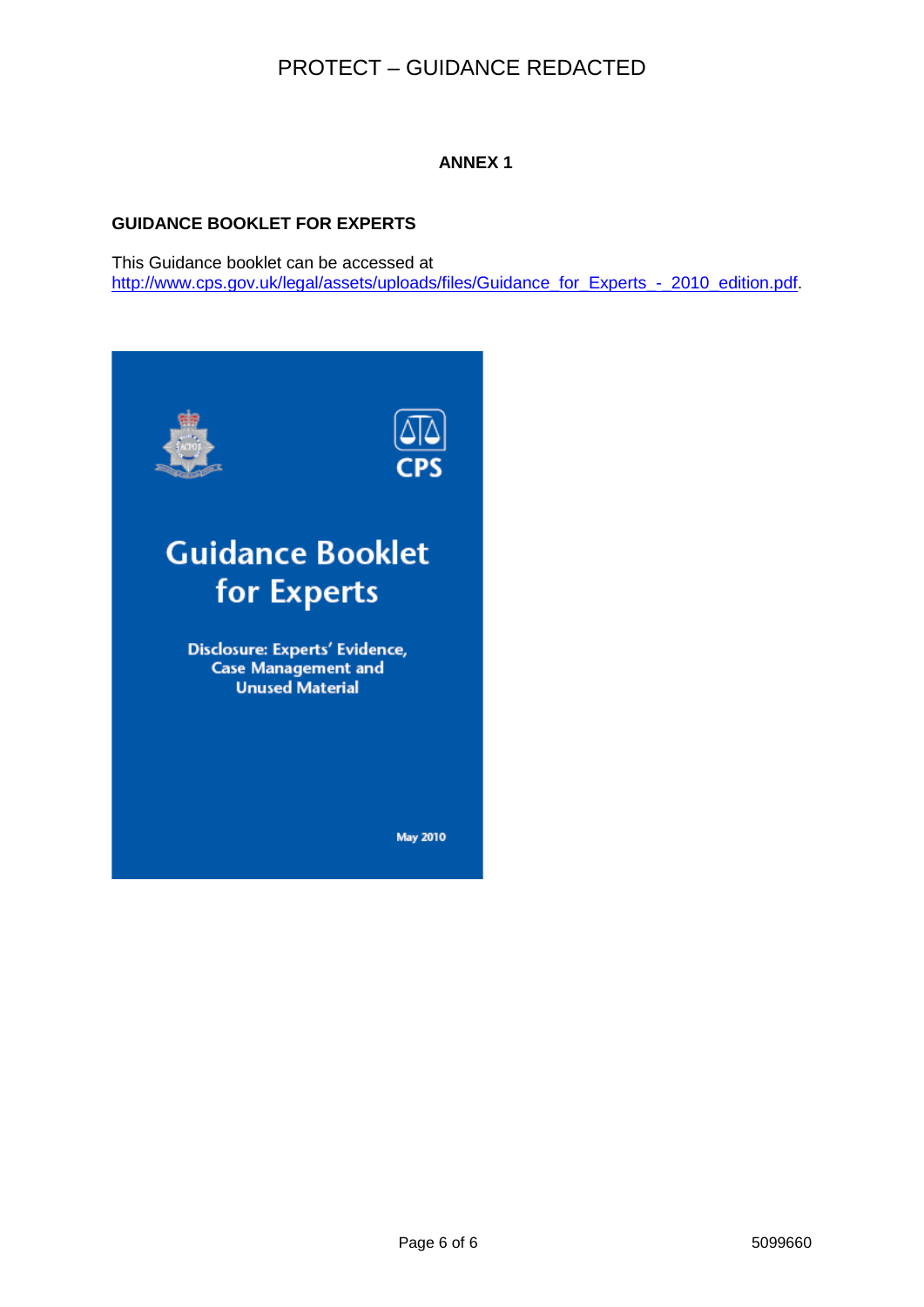## ANNEX 1

### GUIDANCE BOOKLET FOR EXPERTS

This Guidance booklet can be accessed at http://www.cps.gov.uk/legal/assets/uploads/files/Guidance_for_Experts_-_2010_edition.pdf.

CPS

Guidance Booklet for Experts

Disclosure: Experts' Evidence, Case Management and Unused Material

May 2010